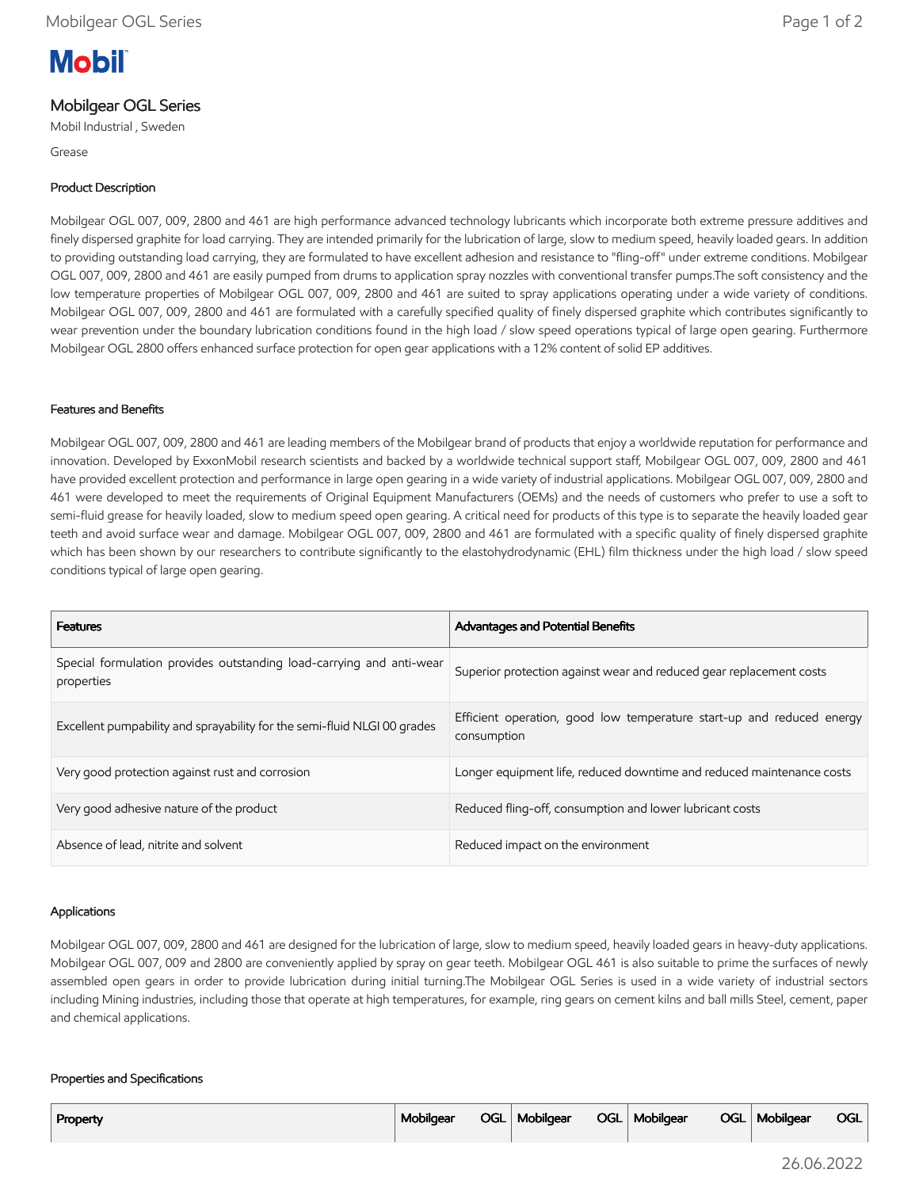Mobil

# Mobilgear OGL Series

Mobil Industrial , Sweden

Grease

## Product Description

Mobilgear OGL 007, 009, 2800 and 461 are high performance advanced technology lubricants which incorporate both extreme pressure additives and finely dispersed graphite for load carrying. They are intended primarily for the lubrication of large, slow to medium speed, heavily loaded gears. In addition to providing outstanding load carrying, they are formulated to have excellent adhesion and resistance to "fling-off" under extreme conditions. Mobilgear OGL 007, 009, 2800 and 461 are easily pumped from drums to application spray nozzles with conventional transfer pumps.The soft consistency and the low temperature properties of Mobilgear OGL 007, 009, 2800 and 461 are suited to spray applications operating under a wide variety of conditions. Mobilgear OGL 007, 009, 2800 and 461 are formulated with a carefully specified quality of finely dispersed graphite which contributes significantly to wear prevention under the boundary lubrication conditions found in the high load / slow speed operations typical of large open gearing. Furthermore Mobilgear OGL 2800 offers enhanced surface protection for open gear applications with a 12% content of solid EP additives.

## Features and Benefits

Mobilgear OGL 007, 009, 2800 and 461 are leading members of the Mobilgear brand of products that enjoy a worldwide reputation for performance and innovation. Developed by ExxonMobil research scientists and backed by a worldwide technical support staff, Mobilgear OGL 007, 009, 2800 and 461 have provided excellent protection and performance in large open gearing in a wide variety of industrial applications. Mobilgear OGL 007, 009, 2800 and 461 were developed to meet the requirements of Original Equipment Manufacturers (OEMs) and the needs of customers who prefer to use a soft to semi-fluid grease for heavily loaded, slow to medium speed open gearing. A critical need for products of this type is to separate the heavily loaded gear teeth and avoid surface wear and damage. Mobilgear OGL 007, 009, 2800 and 461 are formulated with a specific quality of finely dispersed graphite which has been shown by our researchers to contribute significantly to the elastohydrodynamic (EHL) film thickness under the high load / slow speed conditions typical of large open gearing.

| Features | Advantages and Potential Benefits |
|---|---|
| Special formulation provides outstanding load-carrying and anti-wear properties | Superior protection against wear and reduced gear replacement costs |
| Excellent pumpability and sprayability for the semi-fluid NLGI 00 grades | Efficient operation, good low temperature start-up and reduced energy consumption |
| Very good protection against rust and corrosion | Longer equipment life, reduced downtime and reduced maintenance costs |
| Very good adhesive nature of the product | Reduced fling-off, consumption and lower lubricant costs |
| Absence of lead, nitrite and solvent | Reduced impact on the environment |

## Applications

Mobilgear OGL 007, 009, 2800 and 461 are designed for the lubrication of large, slow to medium speed, heavily loaded gears in heavy-duty applications. Mobilgear OGL 007, 009 and 2800 are conveniently applied by spray on gear teeth. Mobilgear OGL 461 is also suitable to prime the surfaces of newly assembled open gears in order to provide lubrication during initial turning.The Mobilgear OGL Series is used in a wide variety of industrial sectors including Mining industries, including those that operate at high temperatures, for example, ring gears on cement kilns and ball mills Steel, cement, paper and chemical applications.

## Properties and Specifications

| Property | Mobilgear OGL | Mobilgear OGL | Mobilgear OGL | Mobilgear OGL |
|---|---|---|---|---|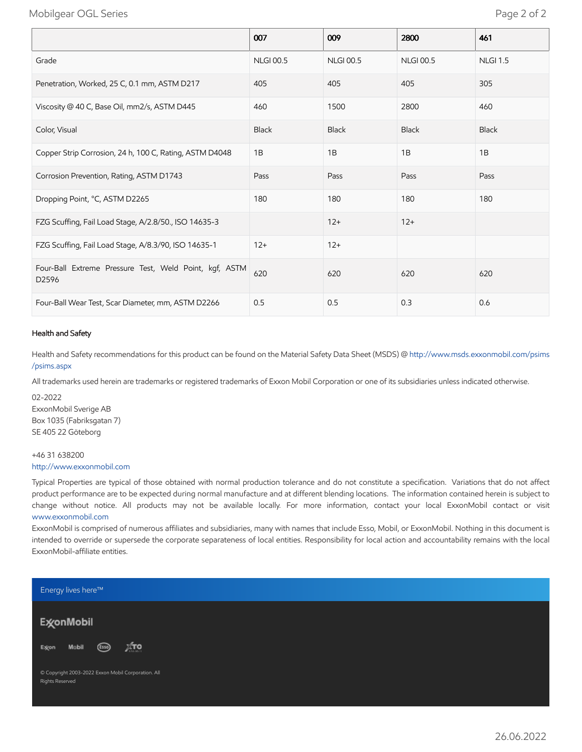| | 007 | 009 | 2800 | 461 |
|---|---|---|---|---|
| Grade | NLGI 00.5 | NLGI 00.5 | NLGI 00.5 | NLGI 1.5 |
| Penetration, Worked, 25 C, 0.1 mm, ASTM D217 | 405 | 405 | 405 | 305 |
| Viscosity @ 40 C, Base Oil, mm2/s, ASTM D445 | 460 | 1500 | 2800 | 460 |
| Color, Visual | Black | Black | Black | Black |
| Copper Strip Corrosion, 24 h, 100 C, Rating, ASTM D4048 | 1B | 1B | 1B | 1B |
| Corrosion Prevention, Rating, ASTM D1743 | Pass | Pass | Pass | Pass |
| Dropping Point, °C, ASTM D2265 | 180 | 180 | 180 | 180 |
| FZG Scuffing, Fail Load Stage, A/2.8/50., ISO 14635-3 | | 12+ | 12+ | |
| FZG Scuffing, Fail Load Stage, A/8.3/90, ISO 14635-1 | 12+ | 12+ | | |
| Four-Ball Extreme Pressure Test, Weld Point, kgf, ASTM D2596 | 620 | 620 | 620 | 620 |
| Four-Ball Wear Test, Scar Diameter, mm, ASTM D2266 | 0.5 | 0.5 | 0.3 | 0.6 |

### Health and Safety

Health and Safety recommendations for this product can be found on the Material Safety Data Sheet (MSDS) @ http://www.msds.exxonmobil.com/psims/psims.aspx

All trademarks used herein are trademarks or registered trademarks of Exxon Mobil Corporation or one of its subsidiaries unless indicated otherwise.

02-2022
ExxonMobil Sverige AB
Box 1035 (Fabriksgatan 7)
SE 405 22 Göteborg

+46 31 638200
http://www.exxonmobil.com

Typical Properties are typical of those obtained with normal production tolerance and do not constitute a specification. Variations that do not affect product performance are to be expected during normal manufacture and at different blending locations. The information contained herein is subject to change without notice. All products may not be available locally. For more information, contact your local ExxonMobil contact or visit www.exxonmobil.com

ExxonMobil is comprised of numerous affiliates and subsidiaries, many with names that include Esso, Mobil, or ExxonMobil. Nothing in this document is intended to override or supersede the corporate separateness of local entities. Responsibility for local action and accountability remains with the local ExxonMobil-affiliate entities.

Energy lives here™

ExxonMobil

Exxon Mobil Esso XTO

© Copyright 2003-2022 Exxon Mobil Corporation. All Rights Reserved

26.06.2022